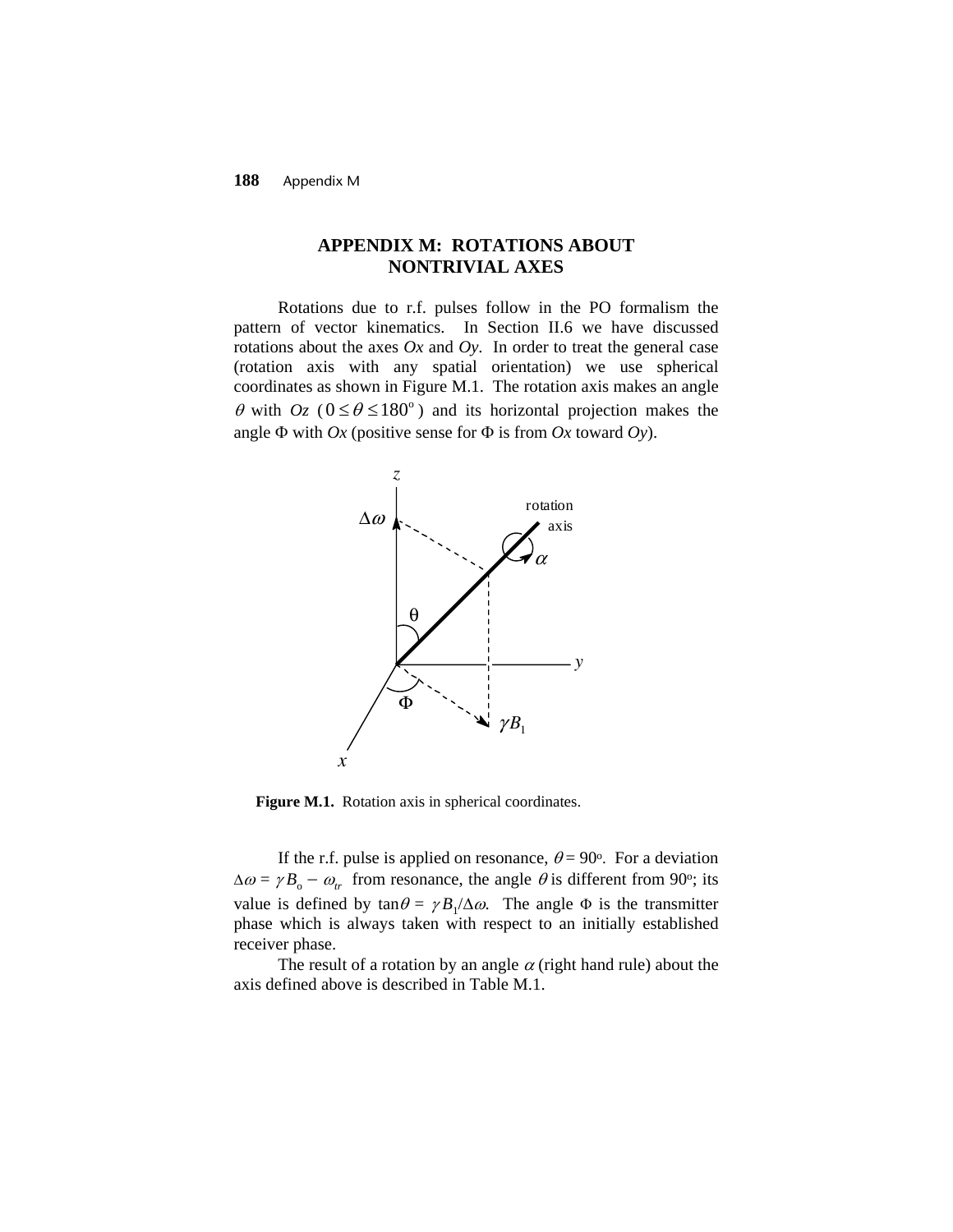# APPENDIX M: ROTATIONS ABOUT NONTRIVIAL AXES

Rotations due to r.f. pulses follow in the PO formalism the pattern of vector kinematics. In Section II.6 we have discussed rotations about the axes *Ox* and *Oy*. In order to treat the general case (rotation axis with any spatial orientation) we use spherical coordinates as shown in Figure M.1. The rotation axis makes an angle $\theta$ with *Oz* ($0 \le \theta \le 180^{\circ}$) and its horizontal projection makes the angle $\Phi$ with *Ox* (positive sense for $\Phi$ is from *Ox* toward *Oy*).

**Figure M.1.** Rotation axis in spherical coordinates.

If the r.f. pulse is applied on resonance, $\theta = 90^{\circ}$. For a deviation $\Delta\omega = \gamma B_{o} - \omega_{tr}$ from resonance, the angle $\theta$ is different from $90^{\circ}$; its value is defined by $\tan\theta = \gamma B_1/\Delta\omega$. The angle $\Phi$ is the transmitter phase which is always taken with respect to an initially established receiver phase.

The result of a rotation by an angle $\alpha$ (right hand rule) about the axis defined above is described in Table M.1.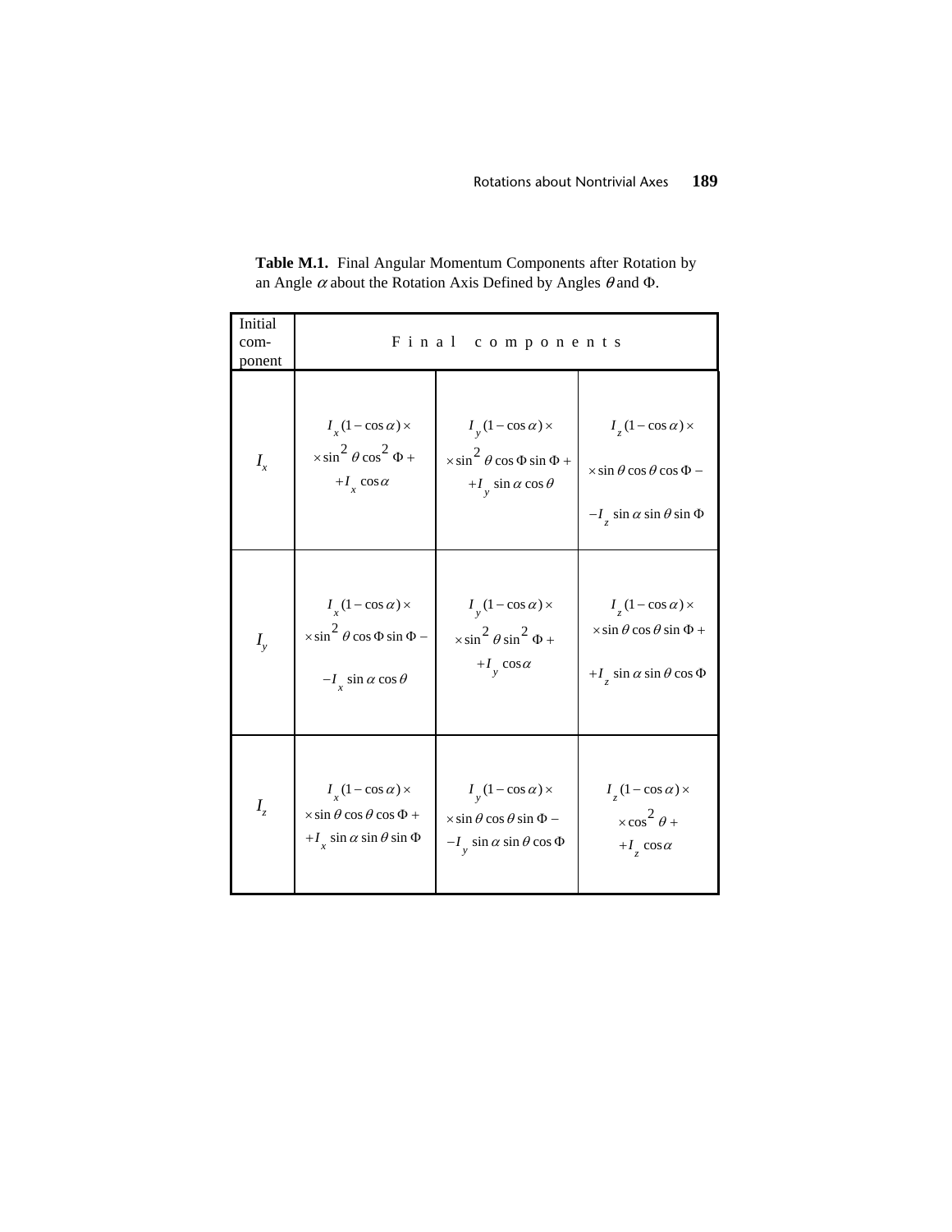**Table M.1.** Final Angular Momentum Components after Rotation by an Angle $\alpha$ about the Rotation Axis Defined by Angles $\theta$ and $\Phi$.

| Initial com-ponent | Final components | | |
|---|---|---|---|
| $I_x$ | $I_x(1-\cos\alpha)\times$ $\times\sin^2\theta\cos^2\Phi+$ $+I_x\cos\alpha$ | $I_y(1-\cos\alpha)\times$ $\times\sin^2\theta\cos\Phi\sin\Phi+$ $+I_y\sin\alpha\cos\theta$ | $I_z(1-\cos\alpha)\times$ $\times\sin\theta\cos\theta\cos\Phi-$ $-I_z\sin\alpha\sin\theta\sin\Phi$ |
| $I_y$ | $I_x(1-\cos\alpha)\times$ $\times\sin^2\theta\cos\Phi\sin\Phi-$ $-I_x\sin\alpha\cos\theta$ | $I_y(1-\cos\alpha)\times$ $\times\sin^2\theta\sin^2\Phi+$ $+I_y\cos\alpha$ | $I_z(1-\cos\alpha)\times$ $\times\sin\theta\cos\theta\sin\Phi+$ $+I_z\sin\alpha\sin\theta\cos\Phi$ |
| $I_z$ | $I_x(1-\cos\alpha)\times$ $\times\sin\theta\cos\theta\cos\Phi+$ $+I_x\sin\alpha\sin\theta\sin\Phi$ | $I_y(1-\cos\alpha)\times$ $\times\sin\theta\cos\theta\sin\Phi-$ $-I_y\sin\alpha\sin\theta\cos\Phi$ | $I_z(1-\cos\alpha)\times$ $\times\cos^2\theta+$ $+I_z\cos\alpha$ |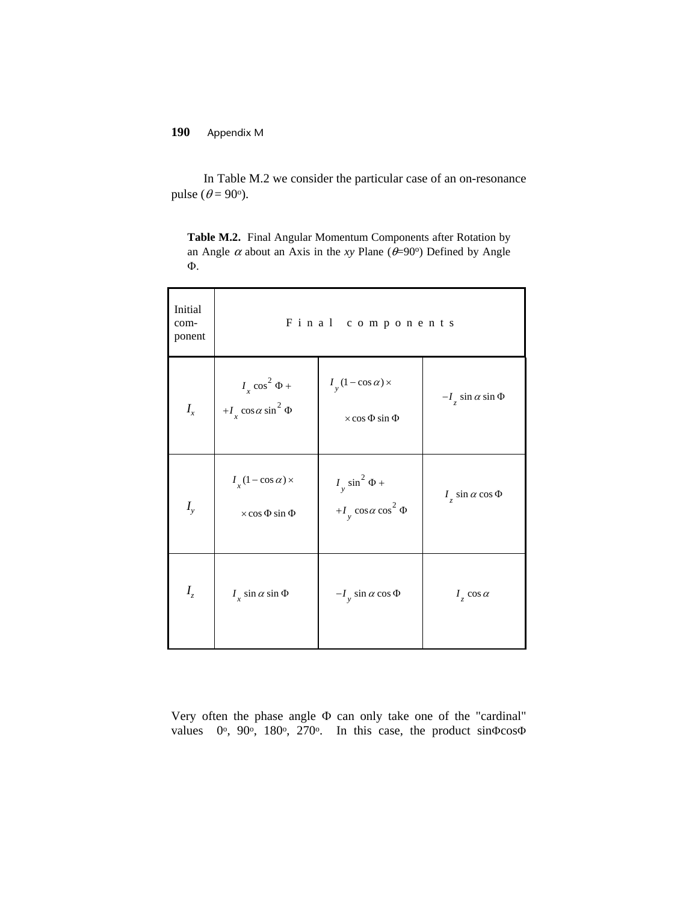In Table M.2 we consider the particular case of an on-resonance pulse ($\theta = 90^o$).

**Table M.2.** Final Angular Momentum Components after Rotation by an Angle $\alpha$ about an Axis in the *xy* Plane ($\theta$=90$^o$) Defined by Angle $\Phi$.

| Initial component | Final components | | |
|---|---|---|---|
| $I_x$ | $I_x \cos^2 \Phi +$ $+ I_x \cos\alpha \sin^2 \Phi$ | $I_y (1 - \cos\alpha) \times$ $\times \cos\Phi \sin\Phi$ | $-I_z \sin\alpha \sin\Phi$ |
| $I_y$ | $I_x (1 - \cos\alpha) \times$ $\times \cos\Phi \sin\Phi$ | $I_y \sin^2 \Phi +$ $+ I_y \cos\alpha \cos^2 \Phi$ | $I_z \sin\alpha \cos\Phi$ |
| $I_z$ | $I_x \sin\alpha \sin\Phi$ | $-I_y \sin\alpha \cos\Phi$ | $I_z \cos\alpha$ |

Very often the phase angle $\Phi$ can only take one of the "cardinal" values $0^o$, $90^o$, $180^o$, $270^o$. In this case, the product $\sin\Phi\cos\Phi$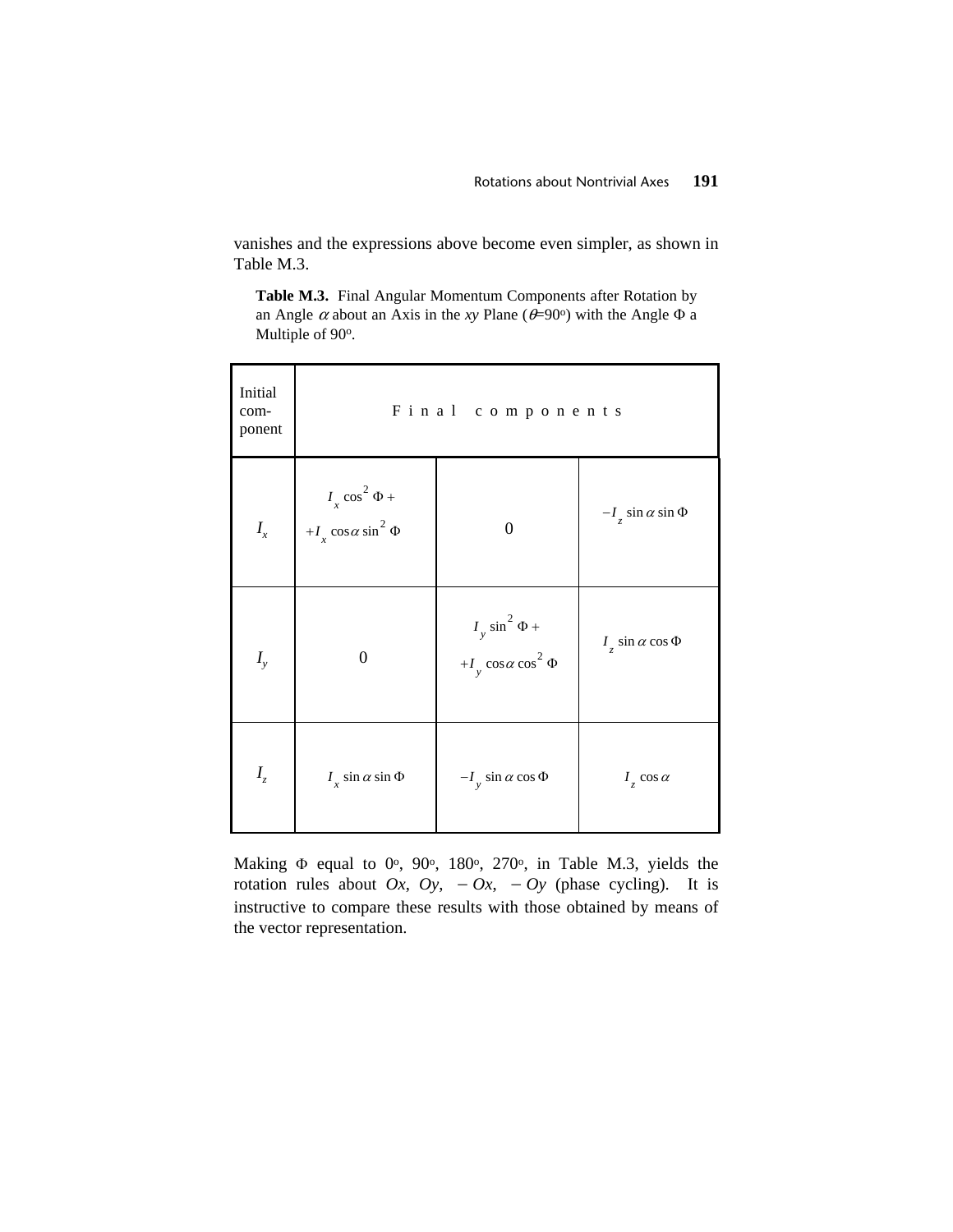vanishes and the expressions above become even simpler, as shown in Table M.3.

**Table M.3.** Final Angular Momentum Components after Rotation by an Angle $\alpha$ about an Axis in the *xy* Plane ($\theta$=90°) with the Angle $\Phi$ a Multiple of 90°.

| Initial component | Final components | | |
|---|---|---|---|
| $I_x$ | $I_x \cos^2 \Phi +$ $+I_x \cos\alpha \sin^2 \Phi$ | 0 | $-I_z \sin\alpha \sin\Phi$ |
| $I_y$ | 0 | $I_y \sin^2 \Phi +$ $+I_y \cos\alpha \cos^2 \Phi$ | $I_z \sin\alpha \cos\Phi$ |
| $I_z$ | $I_x \sin\alpha \sin\Phi$ | $-I_y \sin\alpha \cos\Phi$ | $I_z \cos\alpha$ |

Making $\Phi$ equal to 0°, 90°, 180°, 270°, in Table M.3, yields the rotation rules about *Ox*, *Oy*, $-$ *Ox*, $-$ *Oy* (phase cycling). It is instructive to compare these results with those obtained by means of the vector representation.